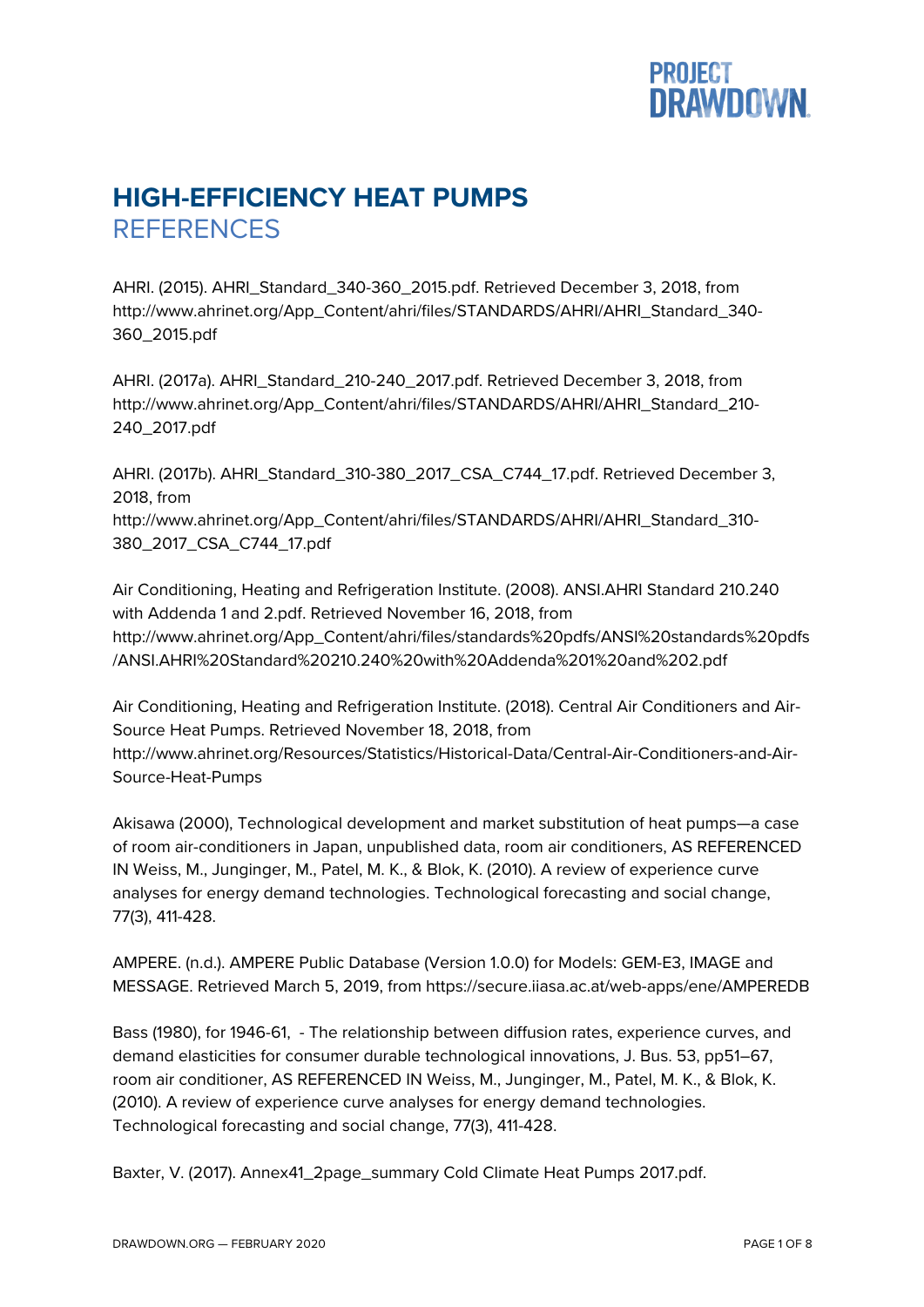# HIGH-EFFICIENCY HEAT PUMPS

## REFERENCES

AHRI. (2015). AHRI_Standard_340-360_2015.pdf. Retrieved December 3, 2018, from http://www.ahrinet.org/App_Content/ahri/files/STANDARDS/AHRI/AHRI_Standard_340-360_2015.pdf

AHRI. (2017a). AHRI_Standard_210-240_2017.pdf. Retrieved December 3, 2018, from http://www.ahrinet.org/App_Content/ahri/files/STANDARDS/AHRI/AHRI_Standard_210-240_2017.pdf

AHRI. (2017b). AHRI_Standard_310-380_2017_CSA_C744_17.pdf. Retrieved December 3, 2018, from http://www.ahrinet.org/App_Content/ahri/files/STANDARDS/AHRI/AHRI_Standard_310-380_2017_CSA_C744_17.pdf

Air Conditioning, Heating and Refrigeration Institute. (2008). ANSI.AHRI Standard 210.240 with Addenda 1 and 2.pdf. Retrieved November 16, 2018, from http://www.ahrinet.org/App_Content/ahri/files/standards%20pdfs/ANSI%20standards%20pdfs/ANSI.AHRI%20Standard%20210.240%20with%20Addenda%201%20and%202.pdf

Air Conditioning, Heating and Refrigeration Institute. (2018). Central Air Conditioners and Air-Source Heat Pumps. Retrieved November 18, 2018, from http://www.ahrinet.org/Resources/Statistics/Historical-Data/Central-Air-Conditioners-and-Air-Source-Heat-Pumps

Akisawa (2000), Technological development and market substitution of heat pumps—a case of room air-conditioners in Japan, unpublished data, room air conditioners, AS REFERENCED IN Weiss, M., Junginger, M., Patel, M. K., & Blok, K. (2010). A review of experience curve analyses for energy demand technologies. Technological forecasting and social change, 77(3), 411-428.

AMPERE. (n.d.). AMPERE Public Database (Version 1.0.0) for Models: GEM-E3, IMAGE and MESSAGE. Retrieved March 5, 2019, from https://secure.iiasa.ac.at/web-apps/ene/AMPEREDB

Bass (1980), for 1946-61, - The relationship between diffusion rates, experience curves, and demand elasticities for consumer durable technological innovations, J. Bus. 53, pp51–67, room air conditioner, AS REFERENCED IN Weiss, M., Junginger, M., Patel, M. K., & Blok, K. (2010). A review of experience curve analyses for energy demand technologies. Technological forecasting and social change, 77(3), 411-428.

Baxter, V. (2017). Annex41_2page_summary Cold Climate Heat Pumps 2017.pdf.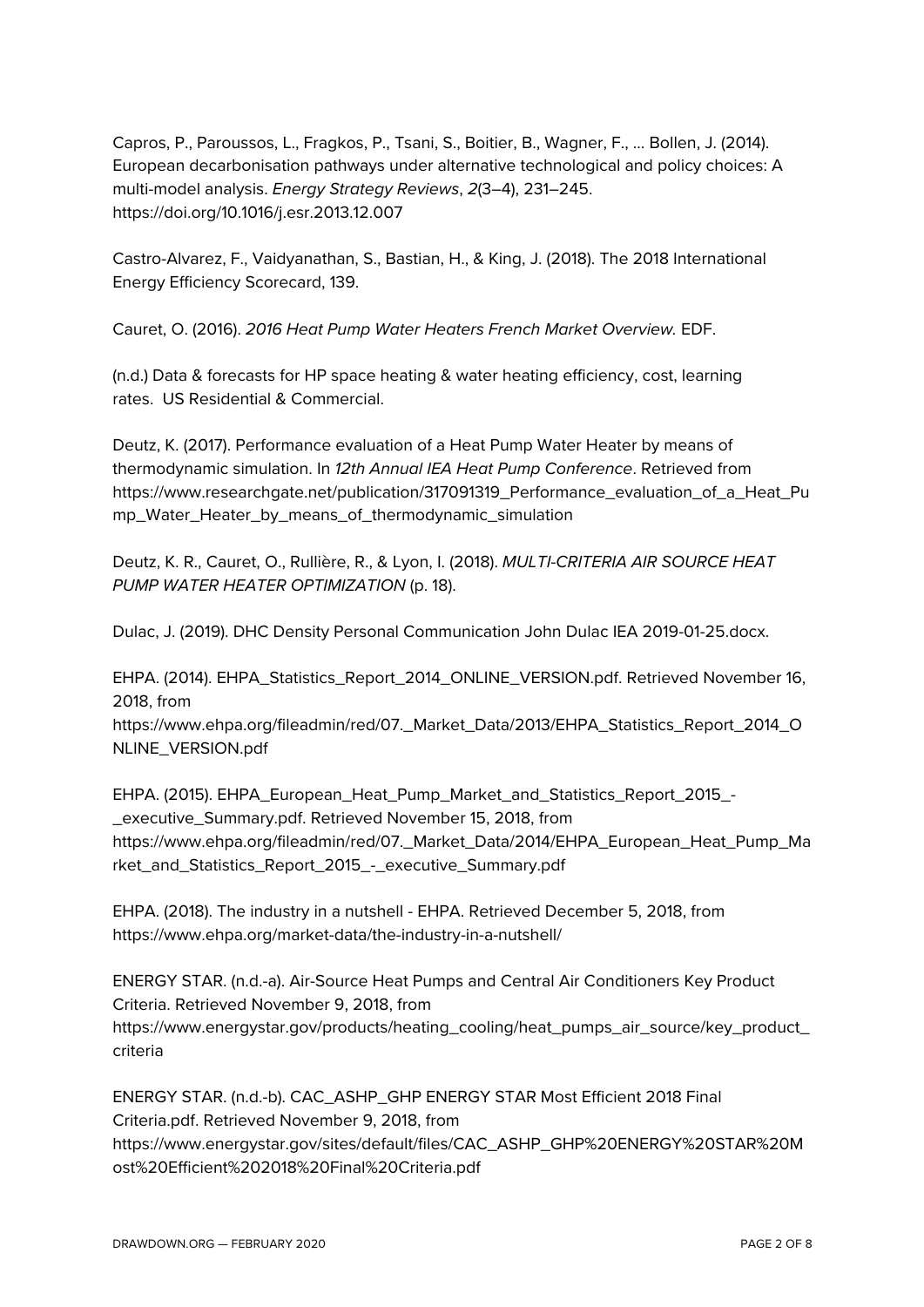Capros, P., Paroussos, L., Fragkos, P., Tsani, S., Boitier, B., Wagner, F., ... Bollen, J. (2014). European decarbonisation pathways under alternative technological and policy choices: A multi-model analysis. *Energy Strategy Reviews*, *2*(3–4), 231–245. https://doi.org/10.1016/j.esr.2013.12.007

Castro-Alvarez, F., Vaidyanathan, S., Bastian, H., & King, J. (2018). The 2018 International Energy Efficiency Scorecard, 139.

Cauret, O. (2016). *2016 Heat Pump Water Heaters French Market Overview.* EDF.

(n.d.) Data & forecasts for HP space heating & water heating efficiency, cost, learning rates. US Residential & Commercial.

Deutz, K. (2017). Performance evaluation of a Heat Pump Water Heater by means of thermodynamic simulation. In *12th Annual IEA Heat Pump Conference*. Retrieved from https://www.researchgate.net/publication/317091319_Performance_evaluation_of_a_Heat_Pump_Water_Heater_by_means_of_thermodynamic_simulation

Deutz, K. R., Cauret, O., Rullière, R., & Lyon, I. (2018). *MULTI-CRITERIA AIR SOURCE HEAT PUMP WATER HEATER OPTIMIZATION* (p. 18).

Dulac, J. (2019). DHC Density Personal Communication John Dulac IEA 2019-01-25.docx.

EHPA. (2014). EHPA_Statistics_Report_2014_ONLINE_VERSION.pdf. Retrieved November 16, 2018, from https://www.ehpa.org/fileadmin/red/07._Market_Data/2013/EHPA_Statistics_Report_2014_ONLINE_VERSION.pdf

EHPA. (2015). EHPA_European_Heat_Pump_Market_and_Statistics_Report_2015_-_executive_Summary.pdf. Retrieved November 15, 2018, from https://www.ehpa.org/fileadmin/red/07._Market_Data/2014/EHPA_European_Heat_Pump_Market_and_Statistics_Report_2015_-_executive_Summary.pdf

EHPA. (2018). The industry in a nutshell - EHPA. Retrieved December 5, 2018, from https://www.ehpa.org/market-data/the-industry-in-a-nutshell/

ENERGY STAR. (n.d.-a). Air-Source Heat Pumps and Central Air Conditioners Key Product Criteria. Retrieved November 9, 2018, from https://www.energystar.gov/products/heating_cooling/heat_pumps_air_source/key_product_criteria

ENERGY STAR. (n.d.-b). CAC_ASHP_GHP ENERGY STAR Most Efficient 2018 Final Criteria.pdf. Retrieved November 9, 2018, from https://www.energystar.gov/sites/default/files/CAC_ASHP_GHP%20ENERGY%20STAR%20Most%20Efficient%202018%20Final%20Criteria.pdf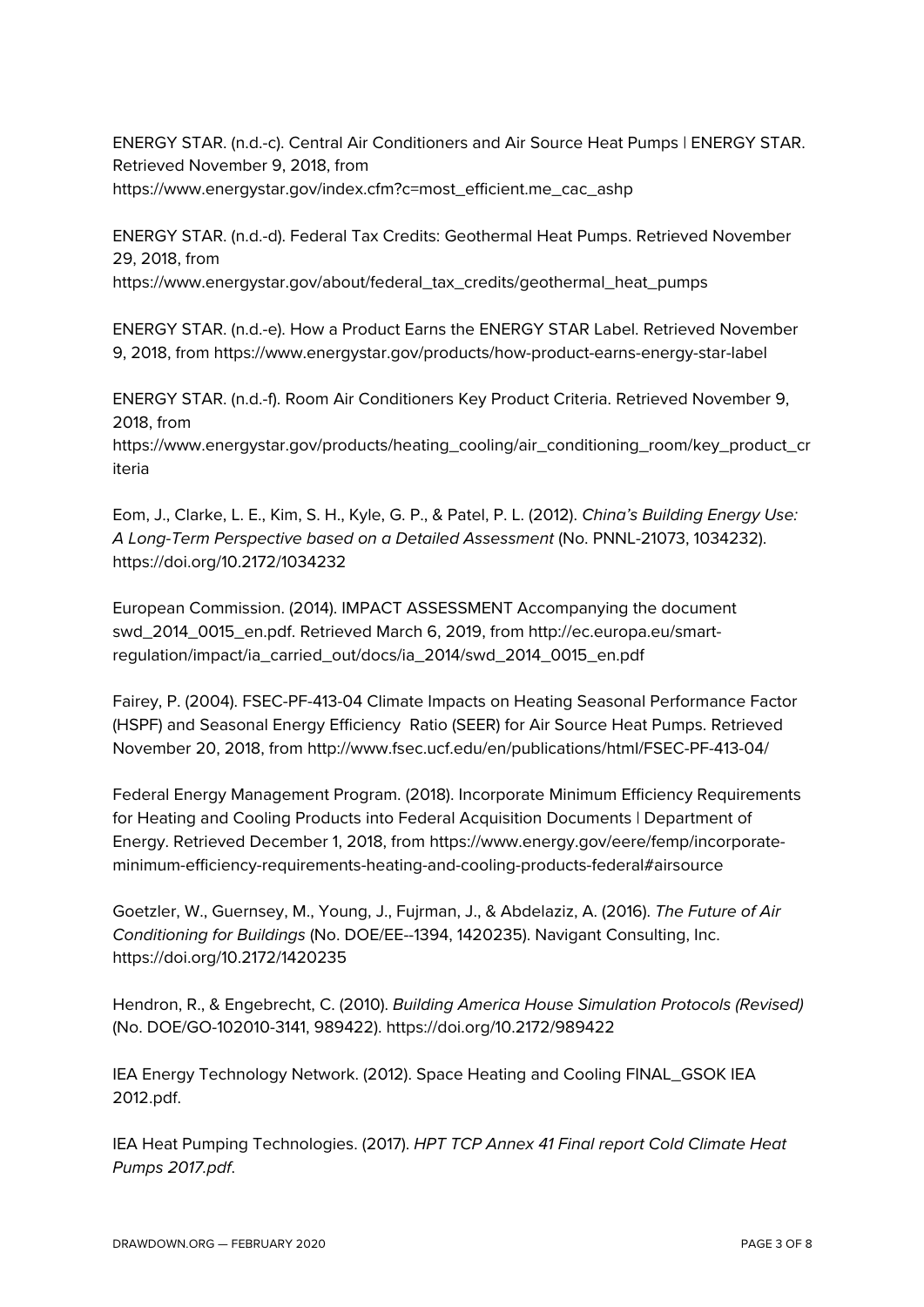ENERGY STAR. (n.d.-c). Central Air Conditioners and Air Source Heat Pumps | ENERGY STAR. Retrieved November 9, 2018, from https://www.energystar.gov/index.cfm?c=most_efficient.me_cac_ashp

ENERGY STAR. (n.d.-d). Federal Tax Credits: Geothermal Heat Pumps. Retrieved November 29, 2018, from https://www.energystar.gov/about/federal_tax_credits/geothermal_heat_pumps

ENERGY STAR. (n.d.-e). How a Product Earns the ENERGY STAR Label. Retrieved November 9, 2018, from https://www.energystar.gov/products/how-product-earns-energy-star-label

ENERGY STAR. (n.d.-f). Room Air Conditioners Key Product Criteria. Retrieved November 9, 2018, from https://www.energystar.gov/products/heating_cooling/air_conditioning_room/key_product_criteria

Eom, J., Clarke, L. E., Kim, S. H., Kyle, G. P., & Patel, P. L. (2012). *China's Building Energy Use: A Long-Term Perspective based on a Detailed Assessment* (No. PNNL-21073, 1034232). https://doi.org/10.2172/1034232

European Commission. (2014). IMPACT ASSESSMENT Accompanying the document swd_2014_0015_en.pdf. Retrieved March 6, 2019, from http://ec.europa.eu/smart-regulation/impact/ia_carried_out/docs/ia_2014/swd_2014_0015_en.pdf

Fairey, P. (2004). FSEC-PF-413-04 Climate Impacts on Heating Seasonal Performance Factor (HSPF) and Seasonal Energy Efficiency Ratio (SEER) for Air Source Heat Pumps. Retrieved November 20, 2018, from http://www.fsec.ucf.edu/en/publications/html/FSEC-PF-413-04/

Federal Energy Management Program. (2018). Incorporate Minimum Efficiency Requirements for Heating and Cooling Products into Federal Acquisition Documents | Department of Energy. Retrieved December 1, 2018, from https://www.energy.gov/eere/femp/incorporate-minimum-efficiency-requirements-heating-and-cooling-products-federal#airsource

Goetzler, W., Guernsey, M., Young, J., Fujrman, J., & Abdelaziz, A. (2016). *The Future of Air Conditioning for Buildings* (No. DOE/EE--1394, 1420235). Navigant Consulting, Inc. https://doi.org/10.2172/1420235

Hendron, R., & Engebrecht, C. (2010). *Building America House Simulation Protocols (Revised)* (No. DOE/GO-102010-3141, 989422). https://doi.org/10.2172/989422

IEA Energy Technology Network. (2012). Space Heating and Cooling FINAL_GSOK IEA 2012.pdf.

IEA Heat Pumping Technologies. (2017). *HPT TCP Annex 41 Final report Cold Climate Heat Pumps 2017.pdf*.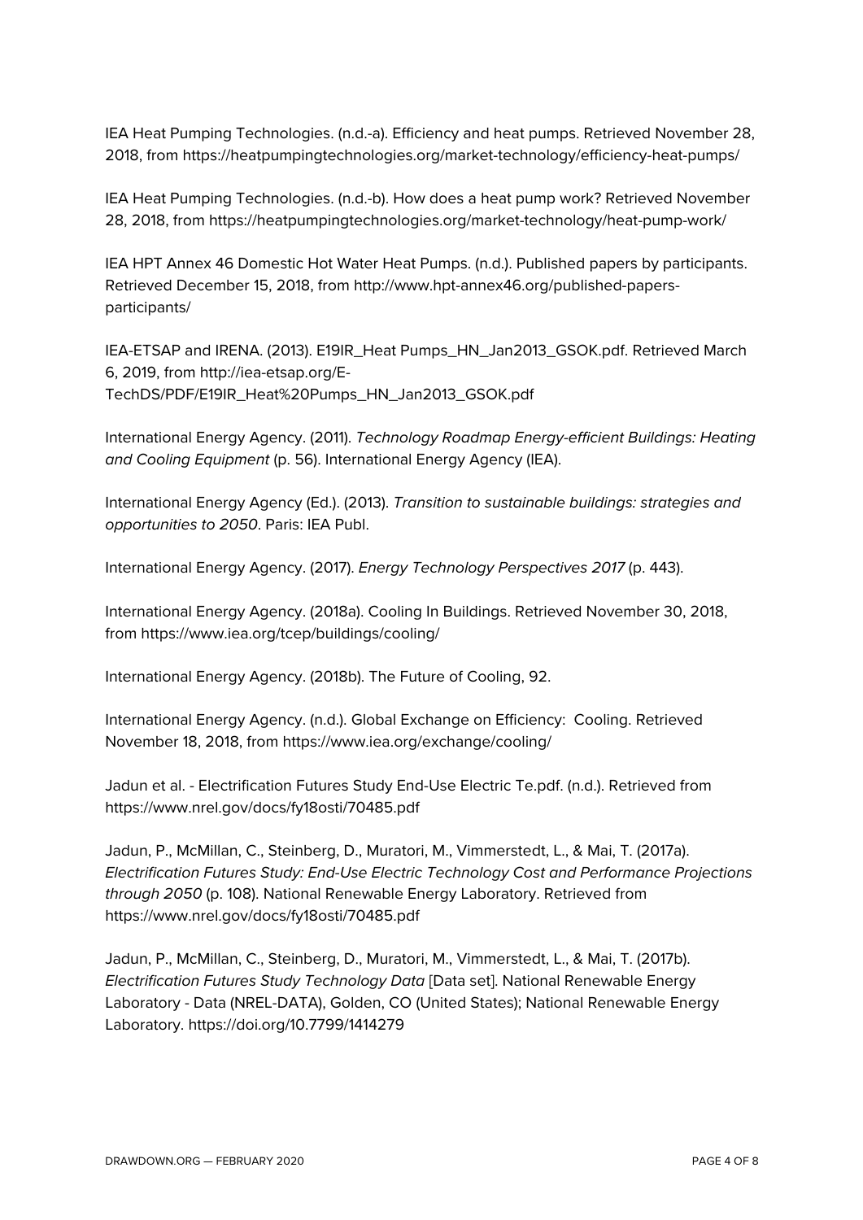IEA Heat Pumping Technologies. (n.d.-a). Efficiency and heat pumps. Retrieved November 28, 2018, from https://heatpumpingtechnologies.org/market-technology/efficiency-heat-pumps/

IEA Heat Pumping Technologies. (n.d.-b). How does a heat pump work? Retrieved November 28, 2018, from https://heatpumpingtechnologies.org/market-technology/heat-pump-work/

IEA HPT Annex 46 Domestic Hot Water Heat Pumps. (n.d.). Published papers by participants. Retrieved December 15, 2018, from http://www.hpt-annex46.org/published-papers-participants/

IEA-ETSAP and IRENA. (2013). E19IR_Heat Pumps_HN_Jan2013_GSOK.pdf. Retrieved March 6, 2019, from http://iea-etsap.org/E-TechDS/PDF/E19IR_Heat%20Pumps_HN_Jan2013_GSOK.pdf

International Energy Agency. (2011). *Technology Roadmap Energy-efficient Buildings: Heating and Cooling Equipment* (p. 56). International Energy Agency (IEA).

International Energy Agency (Ed.). (2013). *Transition to sustainable buildings: strategies and opportunities to 2050*. Paris: IEA Publ.

International Energy Agency. (2017). *Energy Technology Perspectives 2017* (p. 443).

International Energy Agency. (2018a). Cooling In Buildings. Retrieved November 30, 2018, from https://www.iea.org/tcep/buildings/cooling/

International Energy Agency. (2018b). The Future of Cooling, 92.

International Energy Agency. (n.d.). Global Exchange on Efficiency: Cooling. Retrieved November 18, 2018, from https://www.iea.org/exchange/cooling/

Jadun et al. - Electrification Futures Study End-Use Electric Te.pdf. (n.d.). Retrieved from https://www.nrel.gov/docs/fy18osti/70485.pdf

Jadun, P., McMillan, C., Steinberg, D., Muratori, M., Vimmerstedt, L., & Mai, T. (2017a). *Electrification Futures Study: End-Use Electric Technology Cost and Performance Projections through 2050* (p. 108). National Renewable Energy Laboratory. Retrieved from https://www.nrel.gov/docs/fy18osti/70485.pdf

Jadun, P., McMillan, C., Steinberg, D., Muratori, M., Vimmerstedt, L., & Mai, T. (2017b). *Electrification Futures Study Technology Data* [Data set]. National Renewable Energy Laboratory - Data (NREL-DATA), Golden, CO (United States); National Renewable Energy Laboratory. https://doi.org/10.7799/1414279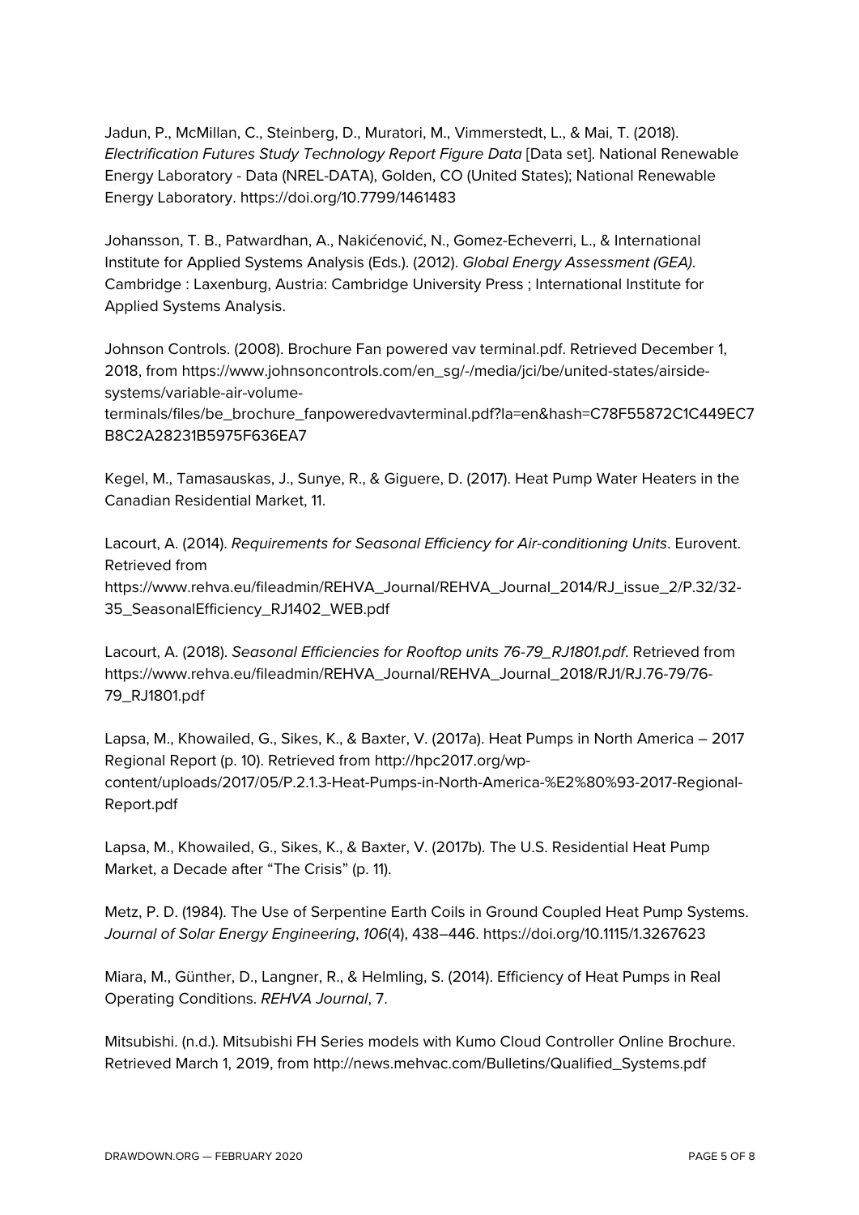Jadun, P., McMillan, C., Steinberg, D., Muratori, M., Vimmerstedt, L., & Mai, T. (2018). *Electrification Futures Study Technology Report Figure Data* [Data set]. National Renewable Energy Laboratory - Data (NREL-DATA), Golden, CO (United States); National Renewable Energy Laboratory. https://doi.org/10.7799/1461483

Johansson, T. B., Patwardhan, A., Nakićenović, N., Gomez-Echeverri, L., & International Institute for Applied Systems Analysis (Eds.). (2012). *Global Energy Assessment (GEA)*. Cambridge : Laxenburg, Austria: Cambridge University Press ; International Institute for Applied Systems Analysis.

Johnson Controls. (2008). Brochure Fan powered vav terminal.pdf. Retrieved December 1, 2018, from https://www.johnsoncontrols.com/en_sg/-/media/jci/be/united-states/airside-systems/variable-air-volume-terminals/files/be_brochure_fanpoweredvavterminal.pdf?la=en&hash=C78F55872C1C449EC7B8C2A28231B5975F636EA7

Kegel, M., Tamasauskas, J., Sunye, R., & Giguere, D. (2017). Heat Pump Water Heaters in the Canadian Residential Market, 11.

Lacourt, A. (2014). *Requirements for Seasonal Efficiency for Air-conditioning Units*. Eurovent. Retrieved from https://www.rehva.eu/fileadmin/REHVA_Journal/REHVA_Journal_2014/RJ_issue_2/P.32/32-35_SeasonalEfficiency_RJ1402_WEB.pdf

Lacourt, A. (2018). *Seasonal Efficiencies for Rooftop units 76-79_RJ1801.pdf*. Retrieved from https://www.rehva.eu/fileadmin/REHVA_Journal/REHVA_Journal_2018/RJ1/RJ.76-79/76-79_RJ1801.pdf

Lapsa, M., Khowailed, G., Sikes, K., & Baxter, V. (2017a). Heat Pumps in North America – 2017 Regional Report (p. 10). Retrieved from http://hpc2017.org/wp-content/uploads/2017/05/P.2.1.3-Heat-Pumps-in-North-America-%E2%80%93-2017-Regional-Report.pdf

Lapsa, M., Khowailed, G., Sikes, K., & Baxter, V. (2017b). The U.S. Residential Heat Pump Market, a Decade after "The Crisis" (p. 11).

Metz, P. D. (1984). The Use of Serpentine Earth Coils in Ground Coupled Heat Pump Systems. *Journal of Solar Energy Engineering*, *106*(4), 438–446. https://doi.org/10.1115/1.3267623

Miara, M., Günther, D., Langner, R., & Helmling, S. (2014). Efficiency of Heat Pumps in Real Operating Conditions. *REHVA Journal*, 7.

Mitsubishi. (n.d.). Mitsubishi FH Series models with Kumo Cloud Controller Online Brochure. Retrieved March 1, 2019, from http://news.mehvac.com/Bulletins/Qualified_Systems.pdf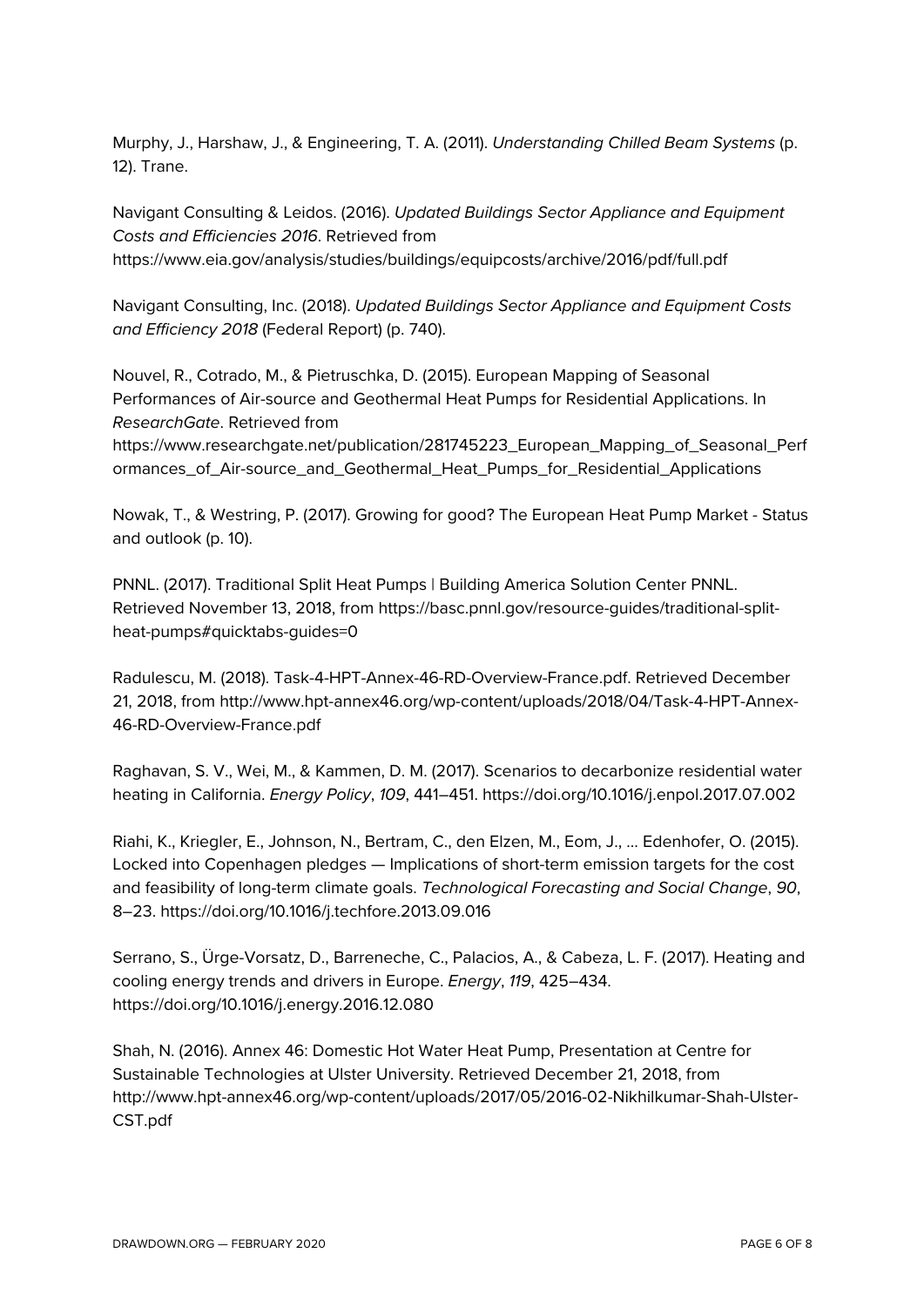Murphy, J., Harshaw, J., & Engineering, T. A. (2011). *Understanding Chilled Beam Systems* (p. 12). Trane.

Navigant Consulting & Leidos. (2016). *Updated Buildings Sector Appliance and Equipment Costs and Efficiencies 2016*. Retrieved from https://www.eia.gov/analysis/studies/buildings/equipcosts/archive/2016/pdf/full.pdf

Navigant Consulting, Inc. (2018). *Updated Buildings Sector Appliance and Equipment Costs and Efficiency 2018* (Federal Report) (p. 740).

Nouvel, R., Cotrado, M., & Pietruschka, D. (2015). European Mapping of Seasonal Performances of Air-source and Geothermal Heat Pumps for Residential Applications. In *ResearchGate*. Retrieved from https://www.researchgate.net/publication/281745223_European_Mapping_of_Seasonal_Performances_of_Air-source_and_Geothermal_Heat_Pumps_for_Residential_Applications

Nowak, T., & Westring, P. (2017). Growing for good? The European Heat Pump Market - Status and outlook (p. 10).

PNNL. (2017). Traditional Split Heat Pumps | Building America Solution Center PNNL. Retrieved November 13, 2018, from https://basc.pnnl.gov/resource-guides/traditional-split-heat-pumps#quicktabs-guides=0

Radulescu, M. (2018). Task-4-HPT-Annex-46-RD-Overview-France.pdf. Retrieved December 21, 2018, from http://www.hpt-annex46.org/wp-content/uploads/2018/04/Task-4-HPT-Annex-46-RD-Overview-France.pdf

Raghavan, S. V., Wei, M., & Kammen, D. M. (2017). Scenarios to decarbonize residential water heating in California. *Energy Policy*, *109*, 441–451. https://doi.org/10.1016/j.enpol.2017.07.002

Riahi, K., Kriegler, E., Johnson, N., Bertram, C., den Elzen, M., Eom, J., … Edenhofer, O. (2015). Locked into Copenhagen pledges — Implications of short-term emission targets for the cost and feasibility of long-term climate goals. *Technological Forecasting and Social Change*, *90*, 8–23. https://doi.org/10.1016/j.techfore.2013.09.016

Serrano, S., Ürge-Vorsatz, D., Barreneche, C., Palacios, A., & Cabeza, L. F. (2017). Heating and cooling energy trends and drivers in Europe. *Energy*, *119*, 425–434. https://doi.org/10.1016/j.energy.2016.12.080

Shah, N. (2016). Annex 46: Domestic Hot Water Heat Pump, Presentation at Centre for Sustainable Technologies at Ulster University. Retrieved December 21, 2018, from http://www.hpt-annex46.org/wp-content/uploads/2017/05/2016-02-Nikhilkumar-Shah-Ulster-CST.pdf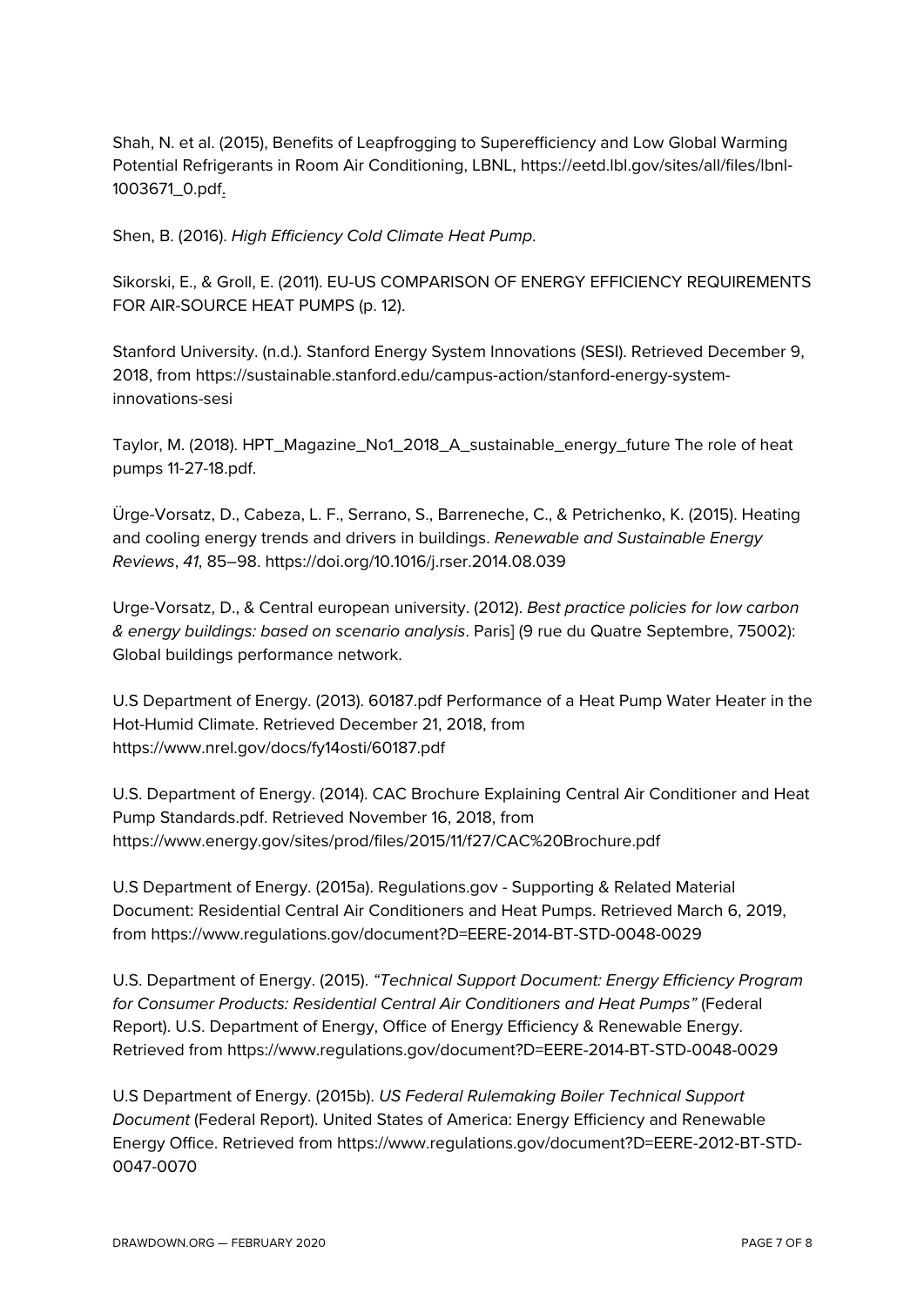Shah, N. et al. (2015), Benefits of Leapfrogging to Superefficiency and Low Global Warming Potential Refrigerants in Room Air Conditioning, LBNL, https://eetd.lbl.gov/sites/all/files/lbnl-1003671_0.pdf.

Shen, B. (2016). *High Efficiency Cold Climate Heat Pump*.

Sikorski, E., & Groll, E. (2011). EU-US COMPARISON OF ENERGY EFFICIENCY REQUIREMENTS FOR AIR-SOURCE HEAT PUMPS (p. 12).

Stanford University. (n.d.). Stanford Energy System Innovations (SESI). Retrieved December 9, 2018, from https://sustainable.stanford.edu/campus-action/stanford-energy-system-innovations-sesi

Taylor, M. (2018). HPT_Magazine_No1_2018_A_sustainable_energy_future The role of heat pumps 11-27-18.pdf.

Ürge-Vorsatz, D., Cabeza, L. F., Serrano, S., Barreneche, C., & Petrichenko, K. (2015). Heating and cooling energy trends and drivers in buildings. *Renewable and Sustainable Energy Reviews*, *41*, 85–98. https://doi.org/10.1016/j.rser.2014.08.039

Urge-Vorsatz, D., & Central european university. (2012). *Best practice policies for low carbon & energy buildings: based on scenario analysis*. Paris] (9 rue du Quatre Septembre, 75002): Global buildings performance network.

U.S Department of Energy. (2013). 60187.pdf Performance of a Heat Pump Water Heater in the Hot-Humid Climate. Retrieved December 21, 2018, from https://www.nrel.gov/docs/fy14osti/60187.pdf

U.S. Department of Energy. (2014). CAC Brochure Explaining Central Air Conditioner and Heat Pump Standards.pdf. Retrieved November 16, 2018, from https://www.energy.gov/sites/prod/files/2015/11/f27/CAC%20Brochure.pdf

U.S Department of Energy. (2015a). Regulations.gov - Supporting & Related Material Document: Residential Central Air Conditioners and Heat Pumps. Retrieved March 6, 2019, from https://www.regulations.gov/document?D=EERE-2014-BT-STD-0048-0029

U.S. Department of Energy. (2015). *"Technical Support Document: Energy Efficiency Program for Consumer Products: Residential Central Air Conditioners and Heat Pumps"* (Federal Report). U.S. Department of Energy, Office of Energy Efficiency & Renewable Energy. Retrieved from https://www.regulations.gov/document?D=EERE-2014-BT-STD-0048-0029

U.S Department of Energy. (2015b). *US Federal Rulemaking Boiler Technical Support Document* (Federal Report). United States of America: Energy Efficiency and Renewable Energy Office. Retrieved from https://www.regulations.gov/document?D=EERE-2012-BT-STD-0047-0070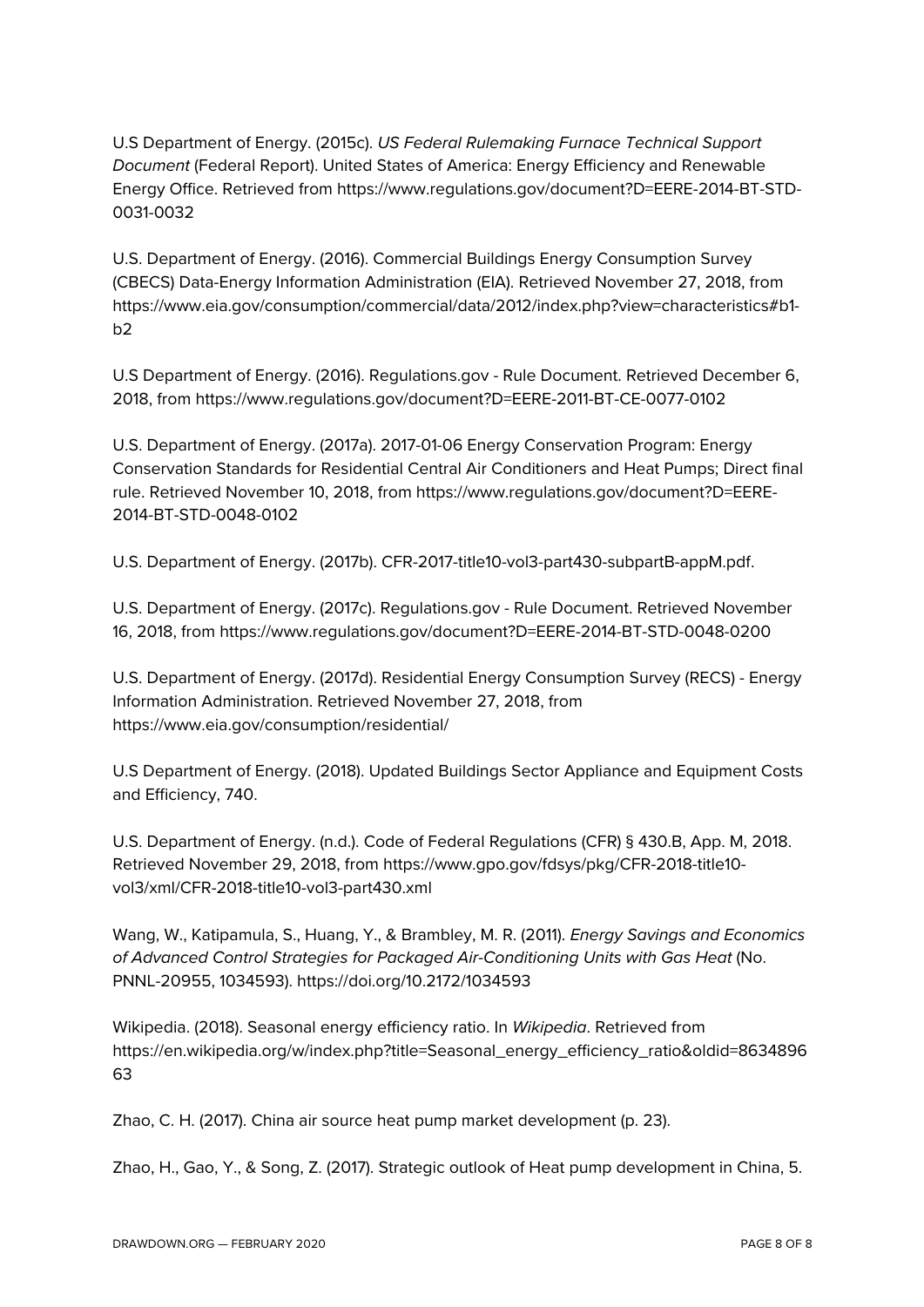U.S Department of Energy. (2015c). *US Federal Rulemaking Furnace Technical Support Document* (Federal Report). United States of America: Energy Efficiency and Renewable Energy Office. Retrieved from https://www.regulations.gov/document?D=EERE-2014-BT-STD-0031-0032

U.S. Department of Energy. (2016). Commercial Buildings Energy Consumption Survey (CBECS) Data-Energy Information Administration (EIA). Retrieved November 27, 2018, from https://www.eia.gov/consumption/commercial/data/2012/index.php?view=characteristics#b1-b2

U.S Department of Energy. (2016). Regulations.gov - Rule Document. Retrieved December 6, 2018, from https://www.regulations.gov/document?D=EERE-2011-BT-CE-0077-0102

U.S. Department of Energy. (2017a). 2017-01-06 Energy Conservation Program: Energy Conservation Standards for Residential Central Air Conditioners and Heat Pumps; Direct final rule. Retrieved November 10, 2018, from https://www.regulations.gov/document?D=EERE-2014-BT-STD-0048-0102

U.S. Department of Energy. (2017b). CFR-2017-title10-vol3-part430-subpartB-appM.pdf.

U.S. Department of Energy. (2017c). Regulations.gov - Rule Document. Retrieved November 16, 2018, from https://www.regulations.gov/document?D=EERE-2014-BT-STD-0048-0200

U.S. Department of Energy. (2017d). Residential Energy Consumption Survey (RECS) - Energy Information Administration. Retrieved November 27, 2018, from https://www.eia.gov/consumption/residential/

U.S Department of Energy. (2018). Updated Buildings Sector Appliance and Equipment Costs and Efficiency, 740.

U.S. Department of Energy. (n.d.). Code of Federal Regulations (CFR) § 430.B, App. M, 2018. Retrieved November 29, 2018, from https://www.gpo.gov/fdsys/pkg/CFR-2018-title10-vol3/xml/CFR-2018-title10-vol3-part430.xml

Wang, W., Katipamula, S., Huang, Y., & Brambley, M. R. (2011). *Energy Savings and Economics of Advanced Control Strategies for Packaged Air-Conditioning Units with Gas Heat* (No. PNNL-20955, 1034593). https://doi.org/10.2172/1034593

Wikipedia. (2018). Seasonal energy efficiency ratio. In *Wikipedia*. Retrieved from https://en.wikipedia.org/w/index.php?title=Seasonal_energy_efficiency_ratio&oldid=863489663

Zhao, C. H. (2017). China air source heat pump market development (p. 23).

Zhao, H., Gao, Y., & Song, Z. (2017). Strategic outlook of Heat pump development in China, 5.